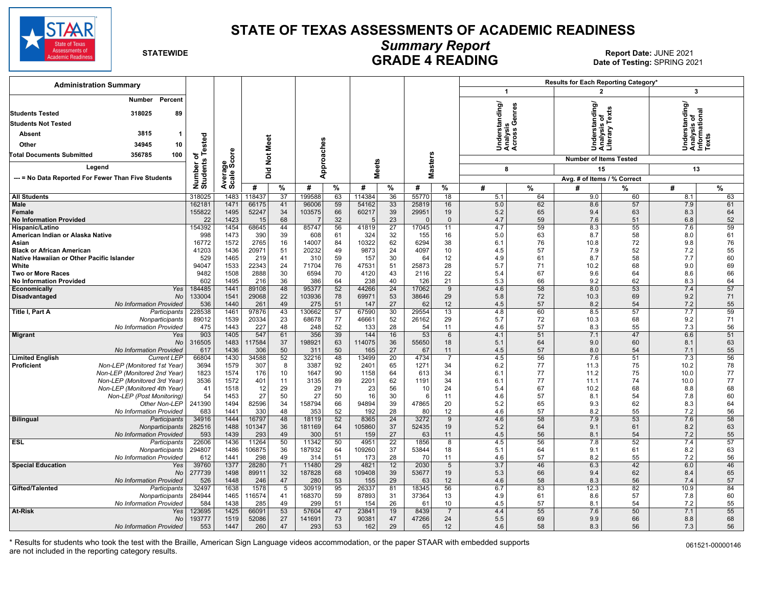# STATE OF TEXAS ASSESSMENTS OF ACADEMIC READINESS

## *Summary Report*

## GRADE 4 READING

**STATEWIDE**

**Report Date:** JUNE 2021
**Date of Testing:** SPRING 2021

### Administration Summary

| | Number | Percent |
|---|---|---|
| **Students Tested** | 318025 | 89 |
| **Students Not Tested** | | |
| Absent | 3815 | 1 |
| Other | 34945 | 10 |
| **Total Documents Submitted** | 356785 | 100 |

**Legend**
--- = No Data Reported For Fewer Than Five Students

Results for Each Reporting Category*: 1 = Understanding/ Analysis Across Genres (8 items); 2 = Understanding/ Analysis of Literary Texts (15 items); 3 = Understanding/ Analysis of Informational Texts (13 items). Values are Avg. # of Items / % Correct.

| Group | Subgroup | Number of Students Tested | Average Scale Score | Did Not Meet # | Did Not Meet % | Approaches # | Approaches % | Meets # | Meets % | Masters # | Masters % | Cat. 1 # | Cat. 1 % | Cat. 2 # | Cat. 2 % | Cat. 3 # | Cat. 3 % |
|---|---|---|---|---|---|---|---|---|---|---|---|---|---|---|---|---|---|
| **All Students** | | 318025 | 1483 | 118437 | 37 | 199588 | 63 | 114384 | 36 | 55770 | 18 | 5.1 | 64 | 9.0 | 60 | 8.1 | 63 |
| **Male** | | 162181 | 1471 | 66175 | 41 | 96006 | 59 | 54162 | 33 | 25819 | 16 | 5.0 | 62 | 8.6 | 57 | 7.9 | 61 |
| **Female** | | 155822 | 1495 | 52247 | 34 | 103575 | 66 | 60217 | 39 | 29951 | 19 | 5.2 | 65 | 9.4 | 63 | 8.3 | 64 |
| **No Information Provided** | | 22 | 1423 | 15 | 68 | 7 | 32 | 5 | 23 | 0 | 0 | 4.7 | 59 | 7.6 | 51 | 6.8 | 52 |
| **Hispanic/Latino** | | 154392 | 1454 | 68645 | 44 | 85747 | 56 | 41819 | 27 | 17045 | 11 | 4.7 | 59 | 8.3 | 55 | 7.6 | 59 |
| **American Indian or Alaska Native** | | 998 | 1473 | 390 | 39 | 608 | 61 | 324 | 32 | 155 | 16 | 5.0 | 63 | 8.7 | 58 | 8.0 | 61 |
| **Asian** | | 16772 | 1572 | 2765 | 16 | 14007 | 84 | 10322 | 62 | 6294 | 38 | 6.1 | 76 | 10.8 | 72 | 9.8 | 76 |
| **Black or African American** | | 41203 | 1436 | 20971 | 51 | 20232 | 49 | 9873 | 24 | 4097 | 10 | 4.5 | 57 | 7.9 | 52 | 7.2 | 55 |
| **Native Hawaiian or Other Pacific Islander** | | 529 | 1465 | 219 | 41 | 310 | 59 | 157 | 30 | 64 | 12 | 4.9 | 61 | 8.7 | 58 | 7.7 | 60 |
| **White** | | 94047 | 1533 | 22343 | 24 | 71704 | 76 | 47531 | 51 | 25873 | 28 | 5.7 | 71 | 10.2 | 68 | 9.0 | 69 |
| **Two or More Races** | | 9482 | 1508 | 2888 | 30 | 6594 | 70 | 4120 | 43 | 2116 | 22 | 5.4 | 67 | 9.6 | 64 | 8.6 | 66 |
| **No Information Provided** | | 602 | 1495 | 216 | 36 | 386 | 64 | 238 | 40 | 126 | 21 | 5.3 | 66 | 9.2 | 62 | 8.3 | 64 |
| **Economically Disadvantaged** | Yes | 184485 | 1441 | 89108 | 48 | 95377 | 52 | 44266 | 24 | 17062 | 9 | 4.6 | 58 | 8.0 | 53 | 7.4 | 57 |
| | No | 133004 | 1541 | 29068 | 22 | 103936 | 78 | 69971 | 53 | 38646 | 29 | 5.8 | 72 | 10.3 | 69 | 9.2 | 71 |
| | *No Information Provided* | 536 | 1440 | 261 | 49 | 275 | 51 | 147 | 27 | 62 | 12 | 4.5 | 57 | 8.2 | 54 | 7.2 | 55 |
| **Title I, Part A** | Participants | 228538 | 1461 | 97876 | 43 | 130662 | 57 | 67590 | 30 | 29554 | 13 | 4.8 | 60 | 8.5 | 57 | 7.7 | 59 |
| | Nonparticipants | 89012 | 1539 | 20334 | 23 | 68678 | 77 | 46661 | 52 | 26162 | 29 | 5.7 | 72 | 10.3 | 68 | 9.2 | 71 |
| | *No Information Provided* | 475 | 1443 | 227 | 48 | 248 | 52 | 133 | 28 | 54 | 11 | 4.6 | 57 | 8.3 | 55 | 7.3 | 56 |
| **Migrant** | Yes | 903 | 1405 | 547 | 61 | 356 | 39 | 144 | 16 | 53 | 6 | 4.1 | 51 | 7.1 | 47 | 6.6 | 51 |
| | No | 316505 | 1483 | 117584 | 37 | 198921 | 63 | 114075 | 36 | 55650 | 18 | 5.1 | 64 | 9.0 | 60 | 8.1 | 63 |
| | *No Information Provided* | 617 | 1436 | 306 | 50 | 311 | 50 | 165 | 27 | 67 | 11 | 4.5 | 57 | 8.0 | 54 | 7.1 | 55 |
| **Limited English Proficient** | *Current LEP* | 66804 | 1430 | 34588 | 52 | 32216 | 48 | 13499 | 20 | 4734 | 7 | 4.5 | 56 | 7.6 | 51 | 7.3 | 56 |
| | *Non-LEP (Monitored 1st Year)* | 3694 | 1579 | 307 | 8 | 3387 | 92 | 2401 | 65 | 1271 | 34 | 6.2 | 77 | 11.3 | 75 | 10.2 | 78 |
| | *Non-LEP (Monitored 2nd Year)* | 1823 | 1574 | 176 | 10 | 1647 | 90 | 1158 | 64 | 613 | 34 | 6.1 | 77 | 11.2 | 75 | 10.0 | 77 |
| | *Non-LEP (Monitored 3rd Year)* | 3536 | 1572 | 401 | 11 | 3135 | 89 | 2201 | 62 | 1191 | 34 | 6.1 | 77 | 11.1 | 74 | 10.0 | 77 |
| | *Non-LEP (Monitored 4th Year)* | 41 | 1518 | 12 | 29 | 29 | 71 | 23 | 56 | 10 | 24 | 5.4 | 67 | 10.2 | 68 | 8.8 | 68 |
| | *Non-LEP (Post Monitoring)* | 54 | 1453 | 27 | 50 | 27 | 50 | 16 | 30 | 6 | 11 | 4.6 | 57 | 8.1 | 54 | 7.8 | 60 |
| | *Other Non-LEP* | 241390 | 1494 | 82596 | 34 | 158794 | 66 | 94894 | 39 | 47865 | 20 | 5.2 | 65 | 9.3 | 62 | 8.3 | 64 |
| | *No Information Provided* | 683 | 1441 | 330 | 48 | 353 | 52 | 192 | 28 | 80 | 12 | 4.6 | 57 | 8.2 | 55 | 7.2 | 56 |
| **Bilingual** | Participants | 34916 | 1444 | 16797 | 48 | 18119 | 52 | 8365 | 24 | 3272 | 9 | 4.6 | 58 | 7.9 | 53 | 7.6 | 58 |
| | Nonparticipants | 282516 | 1488 | 101347 | 36 | 181169 | 64 | 105860 | 37 | 52435 | 19 | 5.2 | 64 | 9.1 | 61 | 8.2 | 63 |
| | *No Information Provided* | 593 | 1439 | 293 | 49 | 300 | 51 | 159 | 27 | 63 | 11 | 4.5 | 56 | 8.1 | 54 | 7.2 | 55 |
| **ESL** | Participants | 22606 | 1436 | 11264 | 50 | 11342 | 50 | 4951 | 22 | 1856 | 8 | 4.5 | 56 | 7.8 | 52 | 7.4 | 57 |
| | Nonparticipants | 294807 | 1486 | 106875 | 36 | 187932 | 64 | 109260 | 37 | 53844 | 18 | 5.1 | 64 | 9.1 | 61 | 8.2 | 63 |
| | *No Information Provided* | 612 | 1441 | 298 | 49 | 314 | 51 | 173 | 28 | 70 | 11 | 4.6 | 57 | 8.2 | 55 | 7.2 | 56 |
| **Special Education** | Yes | 39760 | 1377 | 28280 | 71 | 11480 | 29 | 4821 | 12 | 2030 | 5 | 3.7 | 46 | 6.3 | 42 | 6.0 | 46 |
| | No | 277739 | 1498 | 89911 | 32 | 187828 | 68 | 109408 | 39 | 53677 | 19 | 5.3 | 66 | 9.4 | 62 | 8.4 | 65 |
| | *No Information Provided* | 526 | 1448 | 246 | 47 | 280 | 53 | 155 | 29 | 63 | 12 | 4.6 | 58 | 8.3 | 56 | 7.4 | 57 |
| **Gifted/Talented** | Participants | 32497 | 1638 | 1578 | 5 | 30919 | 95 | 26337 | 81 | 18345 | 56 | 6.7 | 83 | 12.3 | 82 | 10.9 | 84 |
| | Nonparticipants | 284944 | 1465 | 116574 | 41 | 168370 | 59 | 87893 | 31 | 37364 | 13 | 4.9 | 61 | 8.6 | 57 | 7.8 | 60 |
| | *No Information Provided* | 584 | 1438 | 285 | 49 | 299 | 51 | 154 | 26 | 61 | 10 | 4.5 | 57 | 8.1 | 54 | 7.2 | 55 |
| **At-Risk** | Yes | 123695 | 1425 | 66091 | 53 | 57604 | 47 | 23841 | 19 | 8439 | 7 | 4.4 | 55 | 7.6 | 50 | 7.1 | 55 |
| | No | 193777 | 1519 | 52086 | 27 | 141691 | 73 | 90381 | 47 | 47266 | 24 | 5.5 | 69 | 9.9 | 66 | 8.8 | 68 |
| | *No Information Provided* | 553 | 1447 | 260 | 47 | 293 | 53 | 162 | 29 | 65 | 12 | 4.6 | 58 | 8.3 | 56 | 7.3 | 56 |

\* Results for students who took the test with the Braille, American Sign Language videos accommodation, or the paper STAAR with embedded supports are not included in the reporting category results.

061521-00000146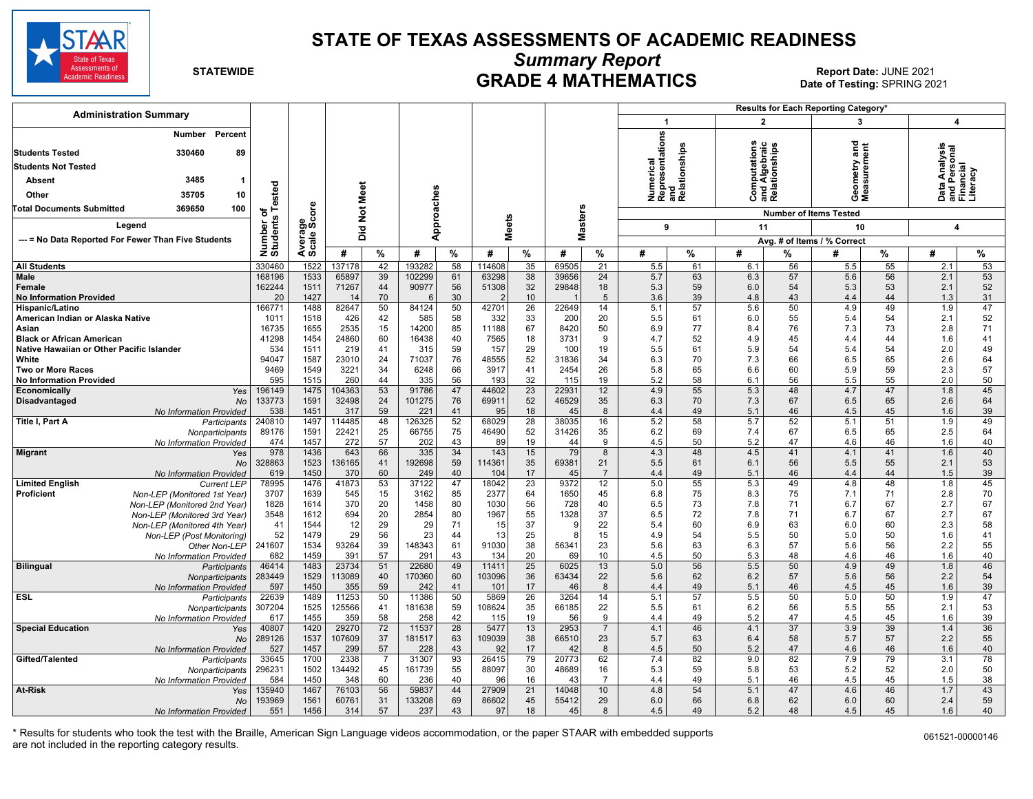# STATE OF TEXAS ASSESSMENTS OF ACADEMIC READINESS

## *Summary Report*

## GRADE 4 MATHEMATICS

**STATEWIDE**

**Report Date:** JUNE 2021
**Date of Testing:** SPRING 2021

### Administration Summary

| | Number | Percent |
|---|---|---|
| **Students Tested** | 330460 | 89 |
| **Students Not Tested** | | |
| **Absent** | 3485 | 1 |
| **Other** | 35705 | 10 |
| **Total Documents Submitted** | 369650 | 100 |

**Legend**

--- = No Data Reported For Fewer Than Five Students

| | | Number of Students Tested | Average Scale Score | Did Not Meet # | Did Not Meet % | Approaches # | Approaches % | Meets # | Meets % | Masters # | Masters % | 1 Numerical Representations and Relationships (9 items) # | 1 % | 2 Computations and Algebraic Relationships (11 items) # | 2 % | 3 Geometry and Measurement (10 items) # | 3 % | 4 Data Analysis and Personal Financial Literacy (4 items) # | 4 % |
|---|---|---|---|---|---|---|---|---|---|---|---|---|---|---|---|---|---|---|---|
| **All Students** | | 330460 | 1522 | 137178 | 42 | 193282 | 58 | 114608 | 35 | 69505 | 21 | 5.5 | 61 | 6.1 | 56 | 5.5 | 55 | 2.1 | 53 |
| **Male** | | 168196 | 1533 | 65897 | 39 | 102299 | 61 | 63298 | 38 | 39656 | 24 | 5.7 | 63 | 6.3 | 57 | 5.6 | 56 | 2.1 | 53 |
| **Female** | | 162244 | 1511 | 71267 | 44 | 90977 | 56 | 51308 | 32 | 29848 | 18 | 5.3 | 59 | 6.0 | 54 | 5.3 | 53 | 2.1 | 52 |
| **No Information Provided** | | 20 | 1427 | 14 | 70 | 6 | 30 | 2 | 10 | 1 | 5 | 3.6 | 39 | 4.8 | 43 | 4.4 | 44 | 1.3 | 31 |
| **Hispanic/Latino** | | 166771 | 1488 | 82647 | 50 | 84124 | 50 | 42701 | 26 | 22649 | 14 | 5.1 | 57 | 5.6 | 50 | 4.9 | 49 | 1.9 | 47 |
| **American Indian or Alaska Native** | | 1011 | 1518 | 426 | 42 | 585 | 58 | 332 | 33 | 200 | 20 | 5.5 | 61 | 6.0 | 55 | 5.4 | 54 | 2.1 | 52 |
| **Asian** | | 16735 | 1655 | 2535 | 15 | 14200 | 85 | 11188 | 67 | 8420 | 50 | 6.9 | 77 | 8.4 | 76 | 7.3 | 73 | 2.8 | 71 |
| **Black or African American** | | 41298 | 1454 | 24860 | 60 | 16438 | 40 | 7565 | 18 | 3731 | 9 | 4.7 | 52 | 4.9 | 45 | 4.4 | 44 | 1.6 | 41 |
| **Native Hawaiian or Other Pacific Islander** | | 534 | 1511 | 219 | 41 | 315 | 59 | 157 | 29 | 100 | 19 | 5.5 | 61 | 5.9 | 54 | 5.4 | 54 | 2.0 | 49 |
| **White** | | 94047 | 1587 | 23010 | 24 | 71037 | 76 | 48555 | 52 | 31836 | 34 | 6.3 | 70 | 7.3 | 66 | 6.5 | 65 | 2.6 | 64 |
| **Two or More Races** | | 9469 | 1549 | 3221 | 34 | 6248 | 66 | 3917 | 41 | 2454 | 26 | 5.8 | 65 | 6.6 | 60 | 5.9 | 59 | 2.3 | 57 |
| **No Information Provided** | | 595 | 1515 | 260 | 44 | 335 | 56 | 193 | 32 | 115 | 19 | 5.2 | 58 | 6.1 | 56 | 5.5 | 55 | 2.0 | 50 |
| **Economically Disadvantaged** | *Yes* | 196149 | 1475 | 104363 | 53 | 91786 | 47 | 44602 | 23 | 22931 | 12 | 4.9 | 55 | 5.3 | 48 | 4.7 | 47 | 1.8 | 45 |
| | *No* | 133773 | 1591 | 32498 | 24 | 101275 | 76 | 69911 | 52 | 46529 | 35 | 6.3 | 70 | 7.3 | 67 | 6.5 | 65 | 2.6 | 64 |
| | *No Information Provided* | 538 | 1451 | 317 | 59 | 221 | 41 | 95 | 18 | 45 | 8 | 4.4 | 49 | 5.1 | 46 | 4.5 | 45 | 1.6 | 39 |
| **Title I, Part A** | *Participants* | 240810 | 1497 | 114485 | 48 | 126325 | 52 | 68029 | 28 | 38035 | 16 | 5.2 | 58 | 5.7 | 52 | 5.1 | 51 | 1.9 | 49 |
| | *Nonparticipants* | 89176 | 1591 | 22421 | 25 | 66755 | 75 | 46490 | 52 | 31426 | 35 | 6.2 | 69 | 7.4 | 67 | 6.5 | 65 | 2.5 | 64 |
| | *No Information Provided* | 474 | 1457 | 272 | 57 | 202 | 43 | 89 | 19 | 44 | 9 | 4.5 | 50 | 5.2 | 47 | 4.6 | 46 | 1.6 | 40 |
| **Migrant** | *Yes* | 978 | 1436 | 643 | 66 | 335 | 34 | 143 | 15 | 79 | 8 | 4.3 | 48 | 4.5 | 41 | 4.1 | 41 | 1.6 | 40 |
| | *No* | 328863 | 1523 | 136165 | 41 | 192698 | 59 | 114361 | 35 | 69381 | 21 | 5.5 | 61 | 6.1 | 56 | 5.5 | 55 | 2.1 | 53 |
| | *No Information Provided* | 619 | 1450 | 370 | 60 | 249 | 40 | 104 | 17 | 45 | 7 | 4.4 | 49 | 5.1 | 46 | 4.4 | 44 | 1.5 | 39 |
| **Limited English Proficient** | *Current LEP* | 78995 | 1476 | 41873 | 53 | 37122 | 47 | 18042 | 23 | 9372 | 12 | 5.0 | 55 | 5.3 | 49 | 4.8 | 48 | 1.8 | 45 |
| | *Non-LEP (Monitored 1st Year)* | 3707 | 1639 | 545 | 15 | 3162 | 85 | 2377 | 64 | 1650 | 45 | 6.8 | 75 | 8.3 | 75 | 7.1 | 71 | 2.8 | 70 |
| | *Non-LEP (Monitored 2nd Year)* | 1828 | 1614 | 370 | 20 | 1458 | 80 | 1030 | 56 | 728 | 40 | 6.5 | 73 | 7.8 | 71 | 6.7 | 67 | 2.7 | 67 |
| | *Non-LEP (Monitored 3rd Year)* | 3548 | 1612 | 694 | 20 | 2854 | 80 | 1967 | 55 | 1328 | 37 | 6.5 | 72 | 7.8 | 71 | 6.7 | 67 | 2.7 | 67 |
| | *Non-LEP (Monitored 4th Year)* | 41 | 1544 | 12 | 29 | 29 | 71 | 15 | 37 | 9 | 22 | 5.4 | 60 | 6.9 | 63 | 6.0 | 60 | 2.3 | 58 |
| | *Non-LEP (Post Monitoring)* | 52 | 1479 | 29 | 56 | 23 | 44 | 13 | 25 | 8 | 15 | 4.9 | 54 | 5.5 | 50 | 5.0 | 50 | 1.6 | 41 |
| | *Other Non-LEP* | 241607 | 1534 | 93264 | 39 | 148343 | 61 | 91030 | 38 | 56341 | 23 | 5.6 | 63 | 6.3 | 57 | 5.6 | 56 | 2.2 | 55 |
| | *No Information Provided* | 682 | 1459 | 391 | 57 | 291 | 43 | 134 | 20 | 69 | 10 | 4.5 | 50 | 5.3 | 48 | 4.6 | 46 | 1.6 | 40 |
| **Bilingual** | *Participants* | 46414 | 1483 | 23734 | 51 | 22680 | 49 | 11411 | 25 | 6025 | 13 | 5.0 | 56 | 5.5 | 50 | 4.9 | 49 | 1.8 | 46 |
| | *Nonparticipants* | 283449 | 1529 | 113089 | 40 | 170360 | 60 | 103096 | 36 | 63434 | 22 | 5.6 | 62 | 6.2 | 57 | 5.6 | 56 | 2.2 | 54 |
| | *No Information Provided* | 597 | 1450 | 355 | 59 | 242 | 41 | 101 | 17 | 46 | 8 | 4.4 | 49 | 5.1 | 46 | 4.5 | 45 | 1.6 | 39 |
| **ESL** | *Participants* | 22639 | 1489 | 11253 | 50 | 11386 | 50 | 5869 | 26 | 3264 | 14 | 5.1 | 57 | 5.5 | 50 | 5.0 | 50 | 1.9 | 47 |
| | *Nonparticipants* | 307204 | 1525 | 125566 | 41 | 181638 | 59 | 108624 | 35 | 66185 | 22 | 5.5 | 61 | 6.2 | 56 | 5.5 | 55 | 2.1 | 53 |
| | *No Information Provided* | 617 | 1455 | 359 | 58 | 258 | 42 | 115 | 19 | 56 | 9 | 4.4 | 49 | 5.2 | 47 | 4.5 | 45 | 1.6 | 39 |
| **Special Education** | *Yes* | 40807 | 1420 | 29270 | 72 | 11537 | 28 | 5477 | 13 | 2953 | 7 | 4.1 | 46 | 4.1 | 37 | 3.9 | 39 | 1.4 | 36 |
| | *No* | 289126 | 1537 | 107609 | 37 | 181517 | 63 | 109039 | 38 | 66510 | 23 | 5.7 | 63 | 6.4 | 58 | 5.7 | 57 | 2.2 | 55 |
| | *No Information Provided* | 527 | 1457 | 299 | 57 | 228 | 43 | 92 | 17 | 42 | 8 | 4.5 | 50 | 5.2 | 47 | 4.6 | 46 | 1.6 | 40 |
| **Gifted/Talented** | *Participants* | 33645 | 1700 | 2338 | 7 | 31307 | 93 | 26415 | 79 | 20773 | 62 | 7.4 | 82 | 9.0 | 82 | 7.9 | 79 | 3.1 | 78 |
| | *Nonparticipants* | 296231 | 1502 | 134492 | 45 | 161739 | 55 | 88097 | 30 | 48689 | 16 | 5.3 | 59 | 5.8 | 53 | 5.2 | 52 | 2.0 | 50 |
| | *No Information Provided* | 584 | 1450 | 348 | 60 | 236 | 40 | 96 | 16 | 43 | 7 | 4.4 | 49 | 5.1 | 46 | 4.5 | 45 | 1.5 | 38 |
| **At-Risk** | *Yes* | 135940 | 1467 | 76103 | 56 | 59837 | 44 | 27909 | 21 | 14048 | 10 | 4.8 | 54 | 5.1 | 47 | 4.6 | 46 | 1.7 | 43 |
| | *No* | 193969 | 1561 | 60761 | 31 | 133208 | 69 | 86602 | 45 | 55412 | 29 | 6.0 | 66 | 6.8 | 62 | 6.0 | 60 | 2.4 | 59 |
| | *No Information Provided* | 551 | 1456 | 314 | 57 | 237 | 43 | 97 | 18 | 45 | 8 | 4.5 | 49 | 5.2 | 48 | 4.5 | 45 | 1.6 | 40 |

Results for Each Reporting Category* — Number of Items Tested; Avg. # of Items / % Correct

\* Results for students who took the test with the Braille, American Sign Language videos accommodation, or the paper STAAR with embedded supports are not included in the reporting category results.

061521-00000146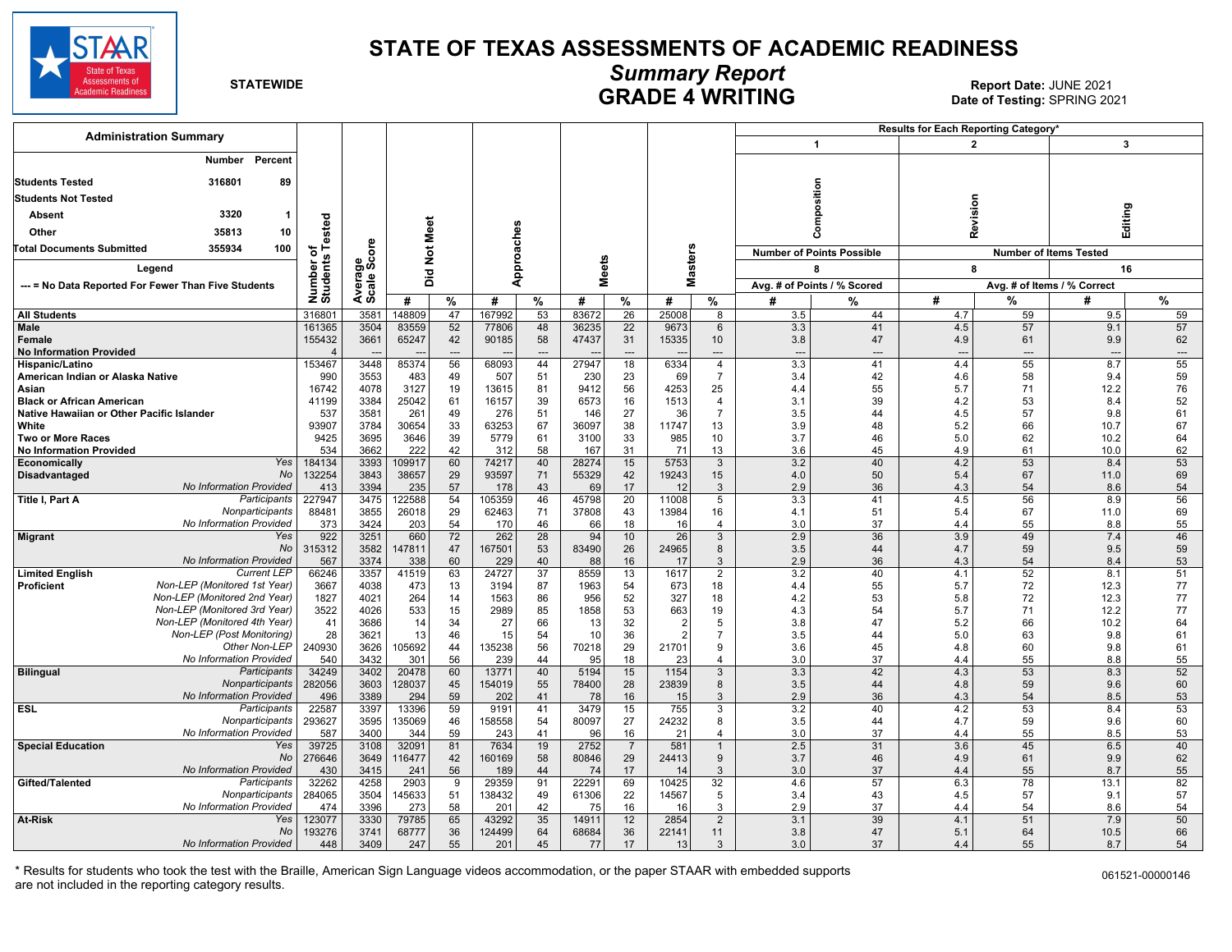# STATE OF TEXAS ASSESSMENTS OF ACADEMIC READINESS

## *Summary Report*

## GRADE 4 WRITING

**STATEWIDE**

**Report Date:** JUNE 2021
**Date of Testing:** SPRING 2021

### Administration Summary

| | Number | Percent |
|---|---|---|
| **Students Tested** | 316801 | 89 |
| **Students Not Tested** | | |
| **Absent** | 3320 | 1 |
| **Other** | 35813 | 10 |
| **Total Documents Submitted** | 355934 | 100 |

**Legend**

--- = No Data Reported For Fewer Than Five Students

| | | Number of Students Tested | Average Scale Score | Did Not Meet # | Did Not Meet % | Approaches # | Approaches % | Meets # | Meets % | Masters # | Masters % | 1 Composition (Number of Points Possible: 8) Avg. # of Points | 1 Composition % Scored | 2 Revision (Number of Items Tested: 8) Avg. # of Items | 2 Revision % Correct | 3 Editing (Number of Items Tested: 16) Avg. # of Items | 3 Editing % Correct |
|---|---|---|---|---|---|---|---|---|---|---|---|---|---|---|---|---|---|
| **All Students** | | 316801 | 3581 | 148809 | 47 | 167992 | 53 | 83672 | 26 | 25008 | 8 | 3.5 | 44 | 4.7 | 59 | 9.5 | 59 |
| **Male** | | 161365 | 3504 | 83559 | 52 | 77806 | 48 | 36235 | 22 | 9673 | 6 | 3.3 | 41 | 4.5 | 57 | 9.1 | 57 |
| **Female** | | 155432 | 3661 | 65247 | 42 | 90185 | 58 | 47437 | 31 | 15335 | 10 | 3.8 | 47 | 4.9 | 61 | 9.9 | 62 |
| **No Information Provided** | | 4 | --- | --- | --- | --- | --- | --- | --- | --- | --- | --- | --- | --- | --- | --- | --- |
| **Hispanic/Latino** | | 153467 | 3448 | 85374 | 56 | 68093 | 44 | 27947 | 18 | 6334 | 4 | 3.3 | 41 | 4.4 | 55 | 8.7 | 55 |
| **American Indian or Alaska Native** | | 990 | 3553 | 483 | 49 | 507 | 51 | 230 | 23 | 69 | 7 | 3.4 | 42 | 4.6 | 58 | 9.4 | 59 |
| **Asian** | | 16742 | 4078 | 3127 | 19 | 13615 | 81 | 9412 | 56 | 4253 | 25 | 4.4 | 55 | 5.7 | 71 | 12.2 | 76 |
| **Black or African American** | | 41199 | 3384 | 25042 | 61 | 16157 | 39 | 6573 | 16 | 1513 | 4 | 3.1 | 39 | 4.2 | 53 | 8.4 | 52 |
| **Native Hawaiian or Other Pacific Islander** | | 537 | 3581 | 261 | 49 | 276 | 51 | 146 | 27 | 36 | 7 | 3.5 | 44 | 4.5 | 57 | 9.8 | 61 |
| **White** | | 93907 | 3784 | 30654 | 33 | 63253 | 67 | 36097 | 38 | 11747 | 13 | 3.9 | 48 | 5.2 | 66 | 10.7 | 67 |
| **Two or More Races** | | 9425 | 3695 | 3646 | 39 | 5779 | 61 | 3100 | 33 | 985 | 10 | 3.7 | 46 | 5.0 | 62 | 10.2 | 64 |
| **No Information Provided** | | 534 | 3662 | 222 | 42 | 312 | 58 | 167 | 31 | 71 | 13 | 3.6 | 45 | 4.9 | 61 | 10.0 | 62 |
| **Economically Disadvantaged** | *Yes* | 184134 | 3393 | 109917 | 60 | 74217 | 40 | 28274 | 15 | 5753 | 3 | 3.2 | 40 | 4.2 | 53 | 8.4 | 53 |
| | *No* | 132254 | 3843 | 38657 | 29 | 93597 | 71 | 55329 | 42 | 19243 | 15 | 4.0 | 50 | 5.4 | 67 | 11.0 | 69 |
| | *No Information Provided* | 413 | 3394 | 235 | 57 | 178 | 43 | 69 | 17 | 12 | 3 | 2.9 | 36 | 4.3 | 54 | 8.6 | 54 |
| **Title I, Part A** | *Participants* | 227947 | 3475 | 122588 | 54 | 105359 | 46 | 45798 | 20 | 11008 | 5 | 3.3 | 41 | 4.5 | 56 | 8.9 | 56 |
| | *Nonparticipants* | 88481 | 3855 | 26018 | 29 | 62463 | 71 | 37808 | 43 | 13984 | 16 | 4.1 | 51 | 5.4 | 67 | 11.0 | 69 |
| | *No Information Provided* | 373 | 3424 | 203 | 54 | 170 | 46 | 66 | 18 | 16 | 4 | 3.0 | 37 | 4.4 | 55 | 8.8 | 55 |
| **Migrant** | *Yes* | 922 | 3251 | 660 | 72 | 262 | 28 | 94 | 10 | 26 | 3 | 2.9 | 36 | 3.9 | 49 | 7.4 | 46 |
| | *No* | 315312 | 3582 | 147811 | 47 | 167501 | 53 | 83490 | 26 | 24965 | 8 | 3.5 | 44 | 4.7 | 59 | 9.5 | 59 |
| | *No Information Provided* | 567 | 3374 | 338 | 60 | 229 | 40 | 88 | 16 | 17 | 3 | 2.9 | 36 | 4.3 | 54 | 8.4 | 53 |
| **Limited English Proficient** | *Current LEP* | 66246 | 3357 | 41519 | 63 | 24727 | 37 | 8559 | 13 | 1617 | 2 | 3.2 | 40 | 4.1 | 52 | 8.1 | 51 |
| | *Non-LEP (Monitored 1st Year)* | 3667 | 4038 | 473 | 13 | 3194 | 87 | 1963 | 54 | 673 | 18 | 4.4 | 55 | 5.7 | 72 | 12.3 | 77 |
| | *Non-LEP (Monitored 2nd Year)* | 1827 | 4021 | 264 | 14 | 1563 | 86 | 956 | 52 | 327 | 18 | 4.2 | 53 | 5.8 | 72 | 12.3 | 77 |
| | *Non-LEP (Monitored 3rd Year)* | 3522 | 4026 | 533 | 15 | 2989 | 85 | 1858 | 53 | 663 | 19 | 4.3 | 54 | 5.7 | 71 | 12.2 | 77 |
| | *Non-LEP (Monitored 4th Year)* | 41 | 3686 | 14 | 34 | 27 | 66 | 13 | 32 | 2 | 5 | 3.8 | 47 | 5.2 | 66 | 10.2 | 64 |
| | *Non-LEP (Post Monitoring)* | 28 | 3621 | 13 | 46 | 15 | 54 | 10 | 36 | 2 | 7 | 3.5 | 44 | 5.0 | 63 | 9.8 | 61 |
| | *Other Non-LEP* | 240930 | 3626 | 105692 | 44 | 135238 | 56 | 70218 | 29 | 21701 | 9 | 3.6 | 45 | 4.8 | 60 | 9.8 | 61 |
| | *No Information Provided* | 540 | 3432 | 301 | 56 | 239 | 44 | 95 | 18 | 23 | 4 | 3.0 | 37 | 4.4 | 55 | 8.8 | 55 |
| **Bilingual** | *Participants* | 34249 | 3402 | 20478 | 60 | 13771 | 40 | 5194 | 15 | 1154 | 3 | 3.3 | 42 | 4.3 | 53 | 8.3 | 52 |
| | *Nonparticipants* | 282056 | 3603 | 128037 | 45 | 154019 | 55 | 78400 | 28 | 23839 | 8 | 3.5 | 44 | 4.8 | 59 | 9.6 | 60 |
| | *No Information Provided* | 496 | 3389 | 294 | 59 | 202 | 41 | 78 | 16 | 15 | 3 | 2.9 | 36 | 4.3 | 54 | 8.5 | 53 |
| **ESL** | *Participants* | 22587 | 3397 | 13396 | 59 | 9191 | 41 | 3479 | 15 | 755 | 3 | 3.2 | 40 | 4.2 | 53 | 8.4 | 53 |
| | *Nonparticipants* | 293627 | 3595 | 135069 | 46 | 158558 | 54 | 80097 | 27 | 24232 | 8 | 3.5 | 44 | 4.7 | 59 | 9.6 | 60 |
| | *No Information Provided* | 587 | 3400 | 344 | 59 | 243 | 41 | 96 | 16 | 21 | 4 | 3.0 | 37 | 4.4 | 55 | 8.5 | 53 |
| **Special Education** | *Yes* | 39725 | 3108 | 32091 | 81 | 7634 | 19 | 2752 | 7 | 581 | 1 | 2.5 | 31 | 3.6 | 45 | 6.5 | 40 |
| | *No* | 276646 | 3649 | 116477 | 42 | 160169 | 58 | 80846 | 29 | 24413 | 9 | 3.7 | 46 | 4.9 | 61 | 9.9 | 62 |
| | *No Information Provided* | 430 | 3415 | 241 | 56 | 189 | 44 | 74 | 17 | 14 | 3 | 3.0 | 37 | 4.4 | 55 | 8.7 | 55 |
| **Gifted/Talented** | *Participants* | 32262 | 4258 | 2903 | 9 | 29359 | 91 | 22291 | 69 | 10425 | 32 | 4.6 | 57 | 6.3 | 78 | 13.1 | 82 |
| | *Nonparticipants* | 284065 | 3504 | 145633 | 51 | 138432 | 49 | 61306 | 22 | 14567 | 5 | 3.4 | 43 | 4.5 | 57 | 9.1 | 57 |
| | *No Information Provided* | 474 | 3396 | 273 | 58 | 201 | 42 | 75 | 16 | 16 | 3 | 2.9 | 37 | 4.4 | 54 | 8.6 | 54 |
| **At-Risk** | *Yes* | 123077 | 3330 | 79785 | 65 | 43292 | 35 | 14911 | 12 | 2854 | 2 | 3.1 | 39 | 4.1 | 51 | 7.9 | 50 |
| | *No* | 193276 | 3741 | 68777 | 36 | 124499 | 64 | 68684 | 36 | 22141 | 11 | 3.8 | 47 | 5.1 | 64 | 10.5 | 66 |
| | *No Information Provided* | 448 | 3409 | 247 | 55 | 201 | 45 | 77 | 17 | 13 | 3 | 3.0 | 37 | 4.4 | 55 | 8.7 | 54 |

\* Results for students who took the test with the Braille, American Sign Language videos accommodation, or the paper STAAR with embedded supports are not included in the reporting category results.

061521-00000146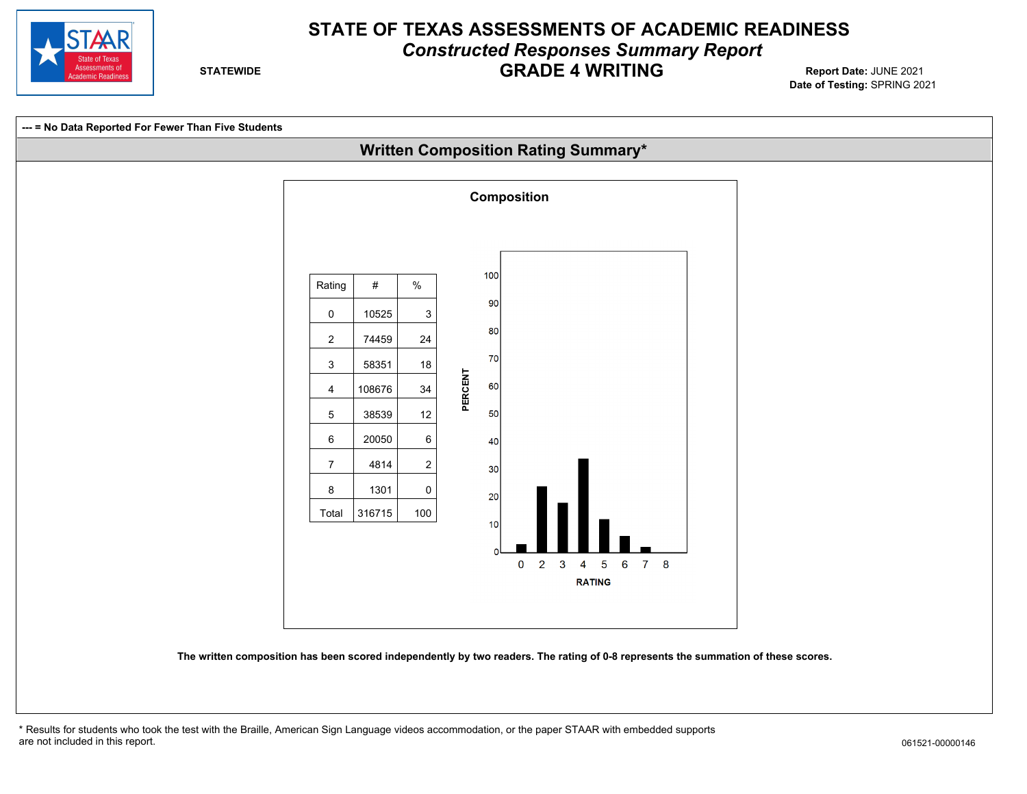STATEWIDE

# STATE OF TEXAS ASSESSMENTS OF ACADEMIC READINESS

## *Constructed Responses Summary Report*

## GRADE 4 WRITING

**Report Date:** JUNE 2021
**Date of Testing:** SPRING 2021

**--- = No Data Reported For Fewer Than Five Students**

## Written Composition Rating Summary*

### Composition

| Rating | # | % |
|---|---|---|
| 0 | 10525 | 3 |
| 2 | 74459 | 24 |
| 3 | 58351 | 18 |
| 4 | 108676 | 34 |
| 5 | 38539 | 12 |
| 6 | 20050 | 6 |
| 7 | 4814 | 2 |
| 8 | 1301 | 0 |
| Total | 316715 | 100 |

PERCENT

100
90
80
70
60
50
40
30
20
10
0

0 2 3 4 5 6 7 8

RATING

**The written composition has been scored independently by two readers. The rating of 0-8 represents the summation of these scores.**

* Results for students who took the test with the Braille, American Sign Language videos accommodation, or the paper STAAR with embedded supports are not included in this report.

061521-00000146